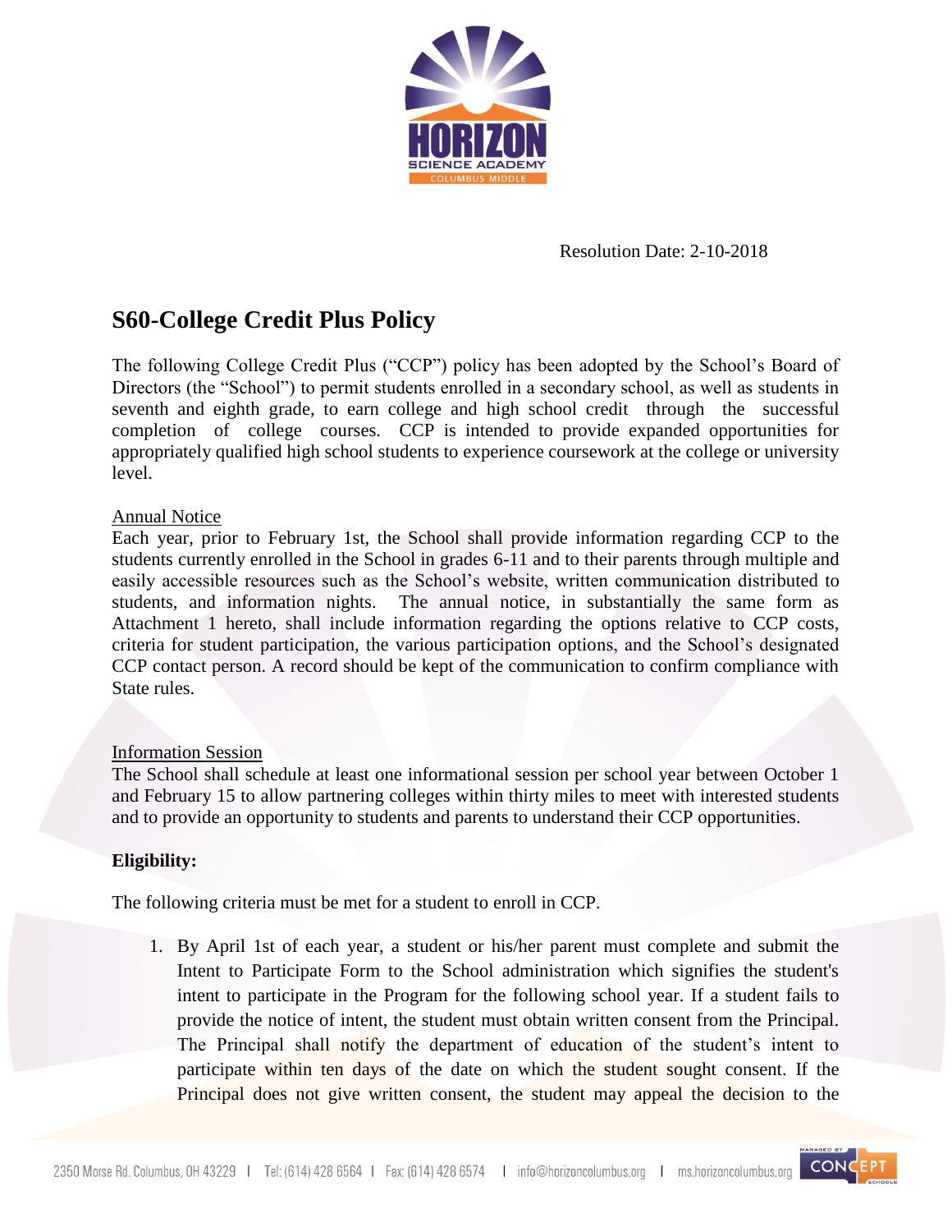Resolution Date: 2-10-2018

## S60-College Credit Plus Policy

The following College Credit Plus ("CCP") policy has been adopted by the School's Board of Directors (the "School") to permit students enrolled in a secondary school, as well as students in seventh and eighth grade, to earn college and high school credit through the successful completion of college courses. CCP is intended to provide expanded opportunities for appropriately qualified high school students to experience coursework at the college or university level.

Annual Notice

Each year, prior to February 1st, the School shall provide information regarding CCP to the students currently enrolled in the School in grades 6-11 and to their parents through multiple and easily accessible resources such as the School's website, written communication distributed to students, and information nights. The annual notice, in substantially the same form as Attachment 1 hereto, shall include information regarding the options relative to CCP costs, criteria for student participation, the various participation options, and the School's designated CCP contact person. A record should be kept of the communication to confirm compliance with State rules.

Information Session

The School shall schedule at least one informational session per school year between October 1 and February 15 to allow partnering colleges within thirty miles to meet with interested students and to provide an opportunity to students and parents to understand their CCP opportunities.

**Eligibility:**

The following criteria must be met for a student to enroll in CCP.

1. By April 1st of each year, a student or his/her parent must complete and submit the Intent to Participate Form to the School administration which signifies the student's intent to participate in the Program for the following school year. If a student fails to provide the notice of intent, the student must obtain written consent from the Principal. The Principal shall notify the department of education of the student's intent to participate within ten days of the date on which the student sought consent. If the Principal does not give written consent, the student may appeal the decision to the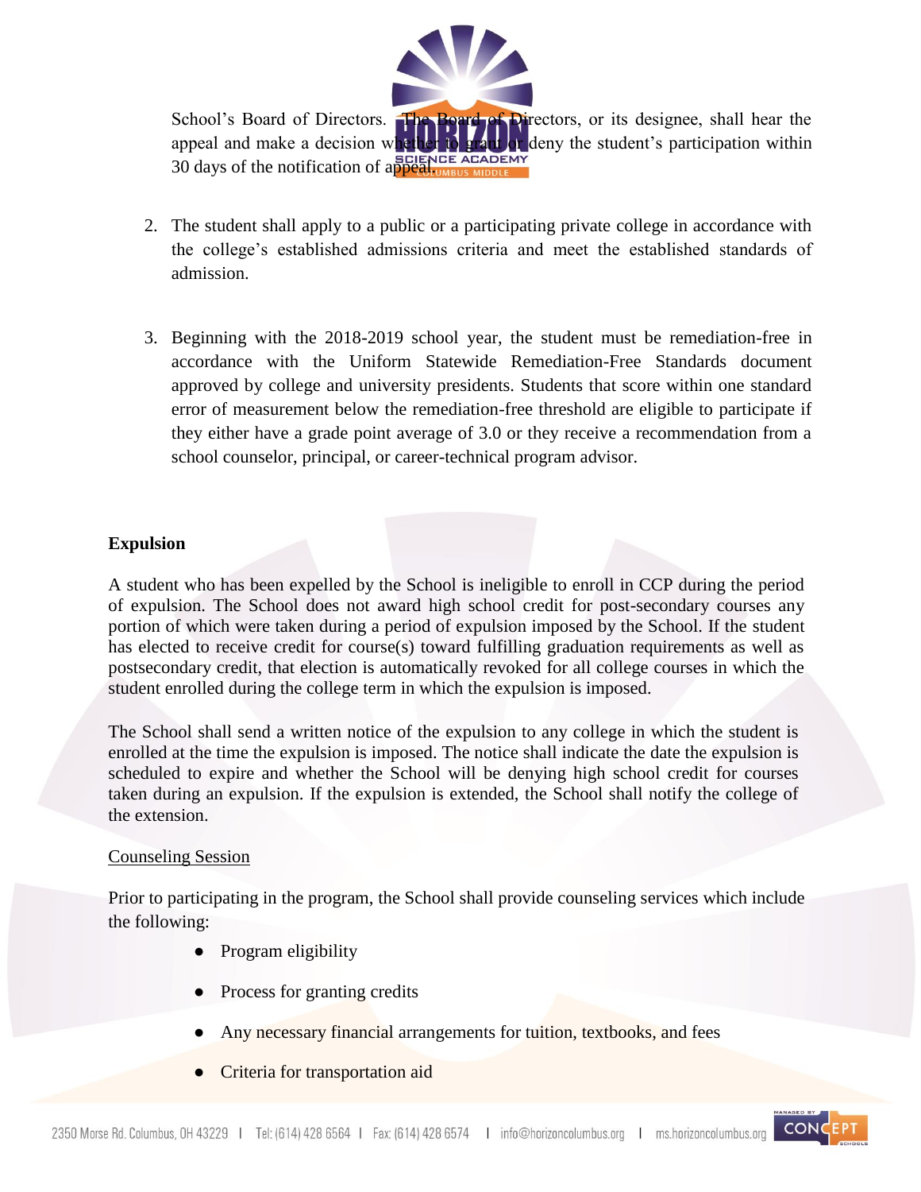School's Board of Directors. The Board of Directors, or its designee, shall hear the appeal and make a decision whether to grant or deny the student's participation within 30 days of the notification of appeal.

2. The student shall apply to a public or a participating private college in accordance with the college's established admissions criteria and meet the established standards of admission.

3. Beginning with the 2018-2019 school year, the student must be remediation-free in accordance with the Uniform Statewide Remediation-Free Standards document approved by college and university presidents. Students that score within one standard error of measurement below the remediation-free threshold are eligible to participate if they either have a grade point average of 3.0 or they receive a recommendation from a school counselor, principal, or career-technical program advisor.

**Expulsion**

A student who has been expelled by the School is ineligible to enroll in CCP during the period of expulsion. The School does not award high school credit for post-secondary courses any portion of which were taken during a period of expulsion imposed by the School. If the student has elected to receive credit for course(s) toward fulfilling graduation requirements as well as postsecondary credit, that election is automatically revoked for all college courses in which the student enrolled during the college term in which the expulsion is imposed.

The School shall send a written notice of the expulsion to any college in which the student is enrolled at the time the expulsion is imposed. The notice shall indicate the date the expulsion is scheduled to expire and whether the School will be denying high school credit for courses taken during an expulsion. If the expulsion is extended, the School shall notify the college of the extension.

Counseling Session

Prior to participating in the program, the School shall provide counseling services which include the following:

- Program eligibility
- Process for granting credits
- Any necessary financial arrangements for tuition, textbooks, and fees
- Criteria for transportation aid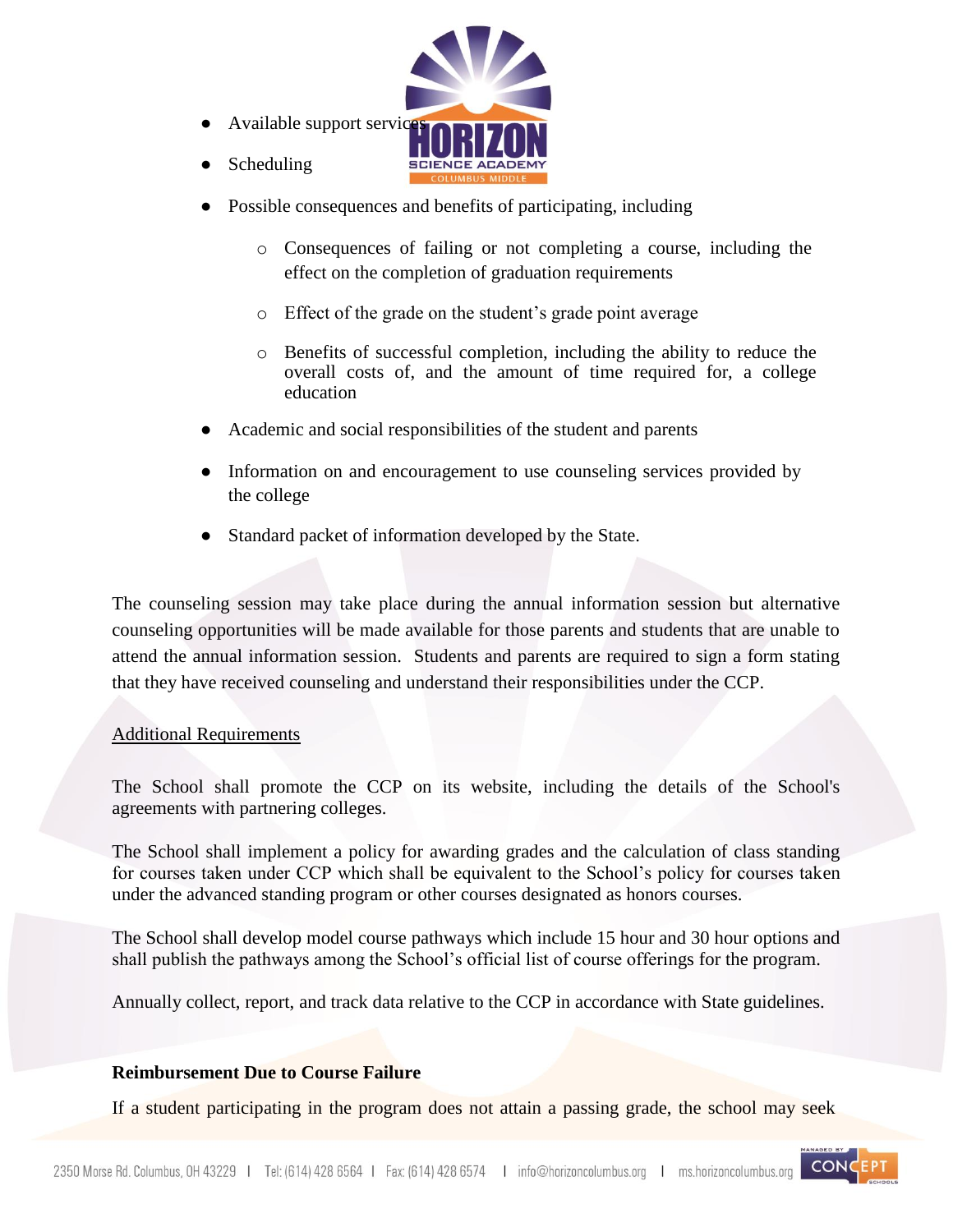- Available support services
- Scheduling
- Possible consequences and benefits of participating, including
    - Consequences of failing or not completing a course, including the effect on the completion of graduation requirements
    - Effect of the grade on the student's grade point average
    - Benefits of successful completion, including the ability to reduce the overall costs of, and the amount of time required for, a college education
- Academic and social responsibilities of the student and parents
- Information on and encouragement to use counseling services provided by the college
- Standard packet of information developed by the State.

The counseling session may take place during the annual information session but alternative counseling opportunities will be made available for those parents and students that are unable to attend the annual information session. Students and parents are required to sign a form stating that they have received counseling and understand their responsibilities under the CCP.

Additional Requirements

The School shall promote the CCP on its website, including the details of the School's agreements with partnering colleges.

The School shall implement a policy for awarding grades and the calculation of class standing for courses taken under CCP which shall be equivalent to the School's policy for courses taken under the advanced standing program or other courses designated as honors courses.

The School shall develop model course pathways which include 15 hour and 30 hour options and shall publish the pathways among the School's official list of course offerings for the program.

Annually collect, report, and track data relative to the CCP in accordance with State guidelines.

**Reimbursement Due to Course Failure**

If a student participating in the program does not attain a passing grade, the school may seek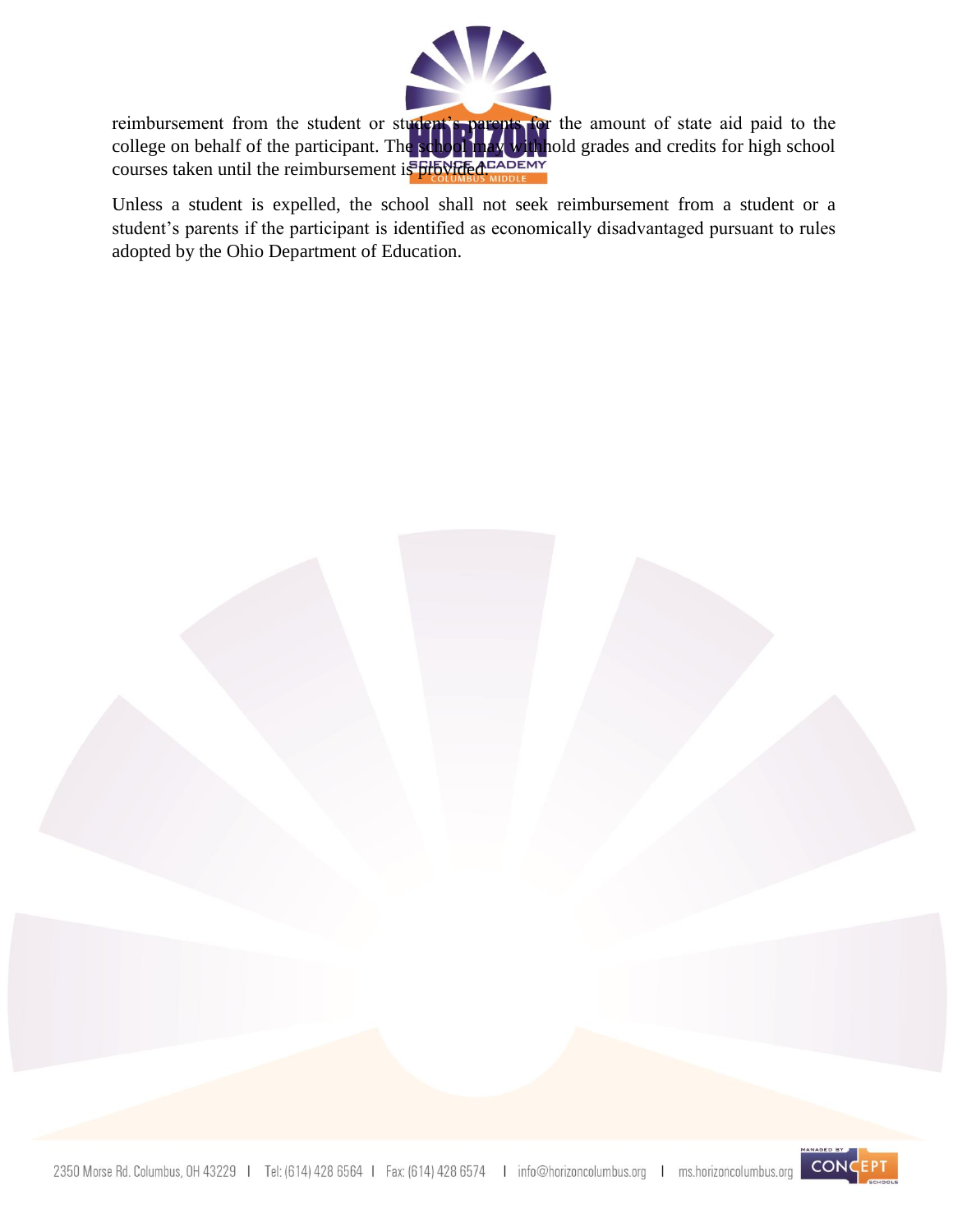reimbursement from the student or student's parents for the amount of state aid paid to the college on behalf of the participant. The school may withhold grades and credits for high school courses taken until the reimbursement is provided.

Unless a student is expelled, the school shall not seek reimbursement from a student or a student's parents if the participant is identified as economically disadvantaged pursuant to rules adopted by the Ohio Department of Education.